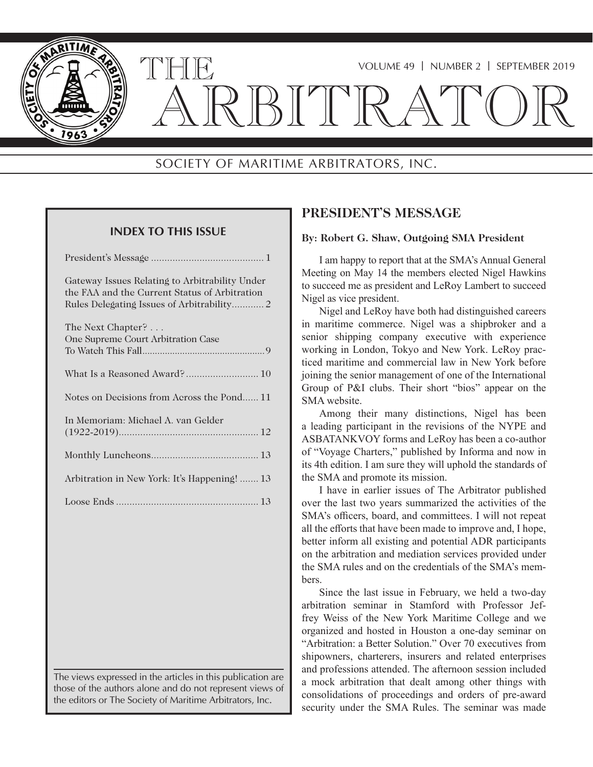# THE ARBITRATOR

VOLUME 49 | NUMBER 2 | SEPTEMBER 2019

SOCIETY OF MARITIME ARBITRATORS, INC.

### INDEX TO THIS ISSUE

President's Message .......................................... 1

Gateway Issues Relating to Arbitrability Under the FAA and the Current Status of Arbitration Rules Delegating Issues of Arbitrability............ 2

The Next Chapter? . . . One Supreme Court Arbitration Case To Watch This Fall................................................ 9

What Is a Reasoned Award? ........................... 10

Notes on Decisions from Across the Pond...... 11

In Memoriam: Michael A. van Gelder (1922-2019).................................................... 12

Monthly Luncheons........................................ 13

Arbitration in New York: It's Happening! ....... 13

Loose Ends ..................................................... 13

The views expressed in the articles in this publication are those of the authors alone and do not represent views of the editors or The Society of Maritime Arbitrators, Inc.

## PRESIDENT'S MESSAGE

**By: Robert G. Shaw, Outgoing SMA President**

I am happy to report that at the SMA's Annual General Meeting on May 14 the members elected Nigel Hawkins to succeed me as president and LeRoy Lambert to succeed Nigel as vice president.

Nigel and LeRoy have both had distinguished careers in maritime commerce. Nigel was a shipbroker and a senior shipping company executive with experience working in London, Tokyo and New York. LeRoy practiced maritime and commercial law in New York before joining the senior management of one of the International Group of P&I clubs. Their short "bios" appear on the SMA website.

Among their many distinctions, Nigel has been a leading participant in the revisions of the NYPE and ASBATANKVOY forms and LeRoy has been a co-author of "Voyage Charters," published by Informa and now in its 4th edition. I am sure they will uphold the standards of the SMA and promote its mission.

I have in earlier issues of The Arbitrator published over the last two years summarized the activities of the SMA's officers, board, and committees. I will not repeat all the efforts that have been made to improve and, I hope, better inform all existing and potential ADR participants on the arbitration and mediation services provided under the SMA rules and on the credentials of the SMA's members.

Since the last issue in February, we held a two-day arbitration seminar in Stamford with Professor Jeffrey Weiss of the New York Maritime College and we organized and hosted in Houston a one-day seminar on "Arbitration: a Better Solution." Over 70 executives from shipowners, charterers, insurers and related enterprises and professions attended. The afternoon session included a mock arbitration that dealt among other things with consolidations of proceedings and orders of pre-award security under the SMA Rules. The seminar was made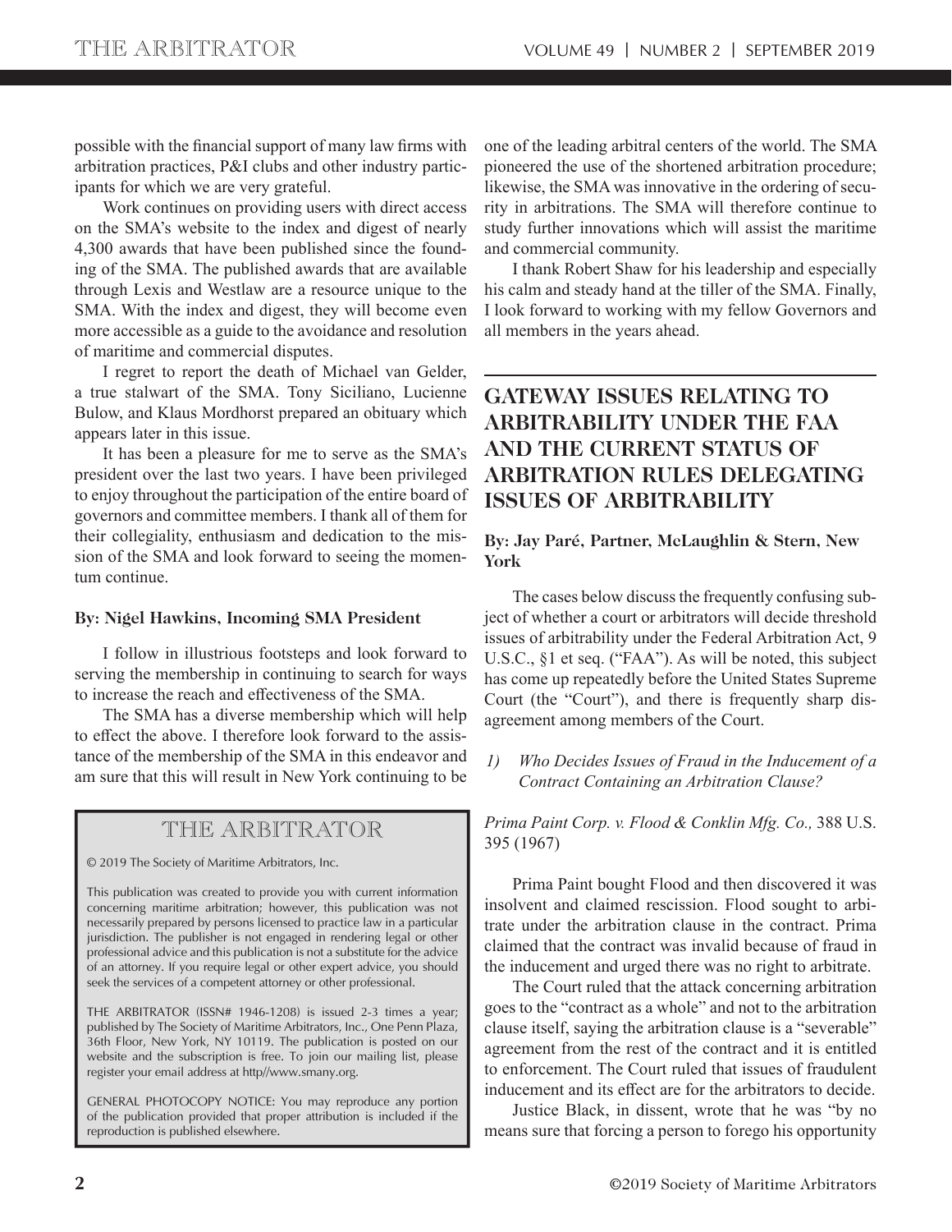possible with the financial support of many law firms with arbitration practices, P&I clubs and other industry participants for which we are very grateful.

Work continues on providing users with direct access on the SMA's website to the index and digest of nearly 4,300 awards that have been published since the founding of the SMA. The published awards that are available through Lexis and Westlaw are a resource unique to the SMA. With the index and digest, they will become even more accessible as a guide to the avoidance and resolution of maritime and commercial disputes.

I regret to report the death of Michael van Gelder, a true stalwart of the SMA. Tony Siciliano, Lucienne Bulow, and Klaus Mordhorst prepared an obituary which appears later in this issue.

It has been a pleasure for me to serve as the SMA's president over the last two years. I have been privileged to enjoy throughout the participation of the entire board of governors and committee members. I thank all of them for their collegiality, enthusiasm and dedication to the mission of the SMA and look forward to seeing the momentum continue.

**By: Nigel Hawkins, Incoming SMA President**

I follow in illustrious footsteps and look forward to serving the membership in continuing to search for ways to increase the reach and effectiveness of the SMA.

The SMA has a diverse membership which will help to effect the above. I therefore look forward to the assistance of the membership of the SMA in this endeavor and am sure that this will result in New York continuing to be one of the leading arbitral centers of the world. The SMA pioneered the use of the shortened arbitration procedure; likewise, the SMA was innovative in the ordering of security in arbitrations. The SMA will therefore continue to study further innovations which will assist the maritime and commercial community.

I thank Robert Shaw for his leadership and especially his calm and steady hand at the tiller of the SMA. Finally, I look forward to working with my fellow Governors and all members in the years ahead.

> **THE ARBITRATOR**
>
> © 2019 The Society of Maritime Arbitrators, Inc.
>
> This publication was created to provide you with current information concerning maritime arbitration; however, this publication was not necessarily prepared by persons licensed to practice law in a particular jurisdiction. The publisher is not engaged in rendering legal or other professional advice and this publication is not a substitute for the advice of an attorney. If you require legal or other expert advice, you should seek the services of a competent attorney or other professional.
>
> THE ARBITRATOR (ISSN# 1946-1208) is issued 2-3 times a year; published by The Society of Maritime Arbitrators, Inc., One Penn Plaza, 36th Floor, New York, NY 10119. The publication is posted on our website and the subscription is free. To join our mailing list, please register your email address at http//www.smany.org.
>
> GENERAL PHOTOCOPY NOTICE: You may reproduce any portion of the publication provided that proper attribution is included if the reproduction is published elsewhere.

## GATEWAY ISSUES RELATING TO ARBITRABILITY UNDER THE FAA AND THE CURRENT STATUS OF ARBITRATION RULES DELEGATING ISSUES OF ARBITRABILITY

**By: Jay Paré, Partner, McLaughlin & Stern, New York**

The cases below discuss the frequently confusing subject of whether a court or arbitrators will decide threshold issues of arbitrability under the Federal Arbitration Act, 9 U.S.C., §1 et seq. ("FAA"). As will be noted, this subject has come up repeatedly before the United States Supreme Court (the "Court"), and there is frequently sharp disagreement among members of the Court.

1) *Who Decides Issues of Fraud in the Inducement of a Contract Containing an Arbitration Clause?*

*Prima Paint Corp. v. Flood & Conklin Mfg. Co.,* 388 U.S. 395 (1967)

Prima Paint bought Flood and then discovered it was insolvent and claimed rescission. Flood sought to arbitrate under the arbitration clause in the contract. Prima claimed that the contract was invalid because of fraud in the inducement and urged there was no right to arbitrate.

The Court ruled that the attack concerning arbitration goes to the "contract as a whole" and not to the arbitration clause itself, saying the arbitration clause is a "severable" agreement from the rest of the contract and it is entitled to enforcement. The Court ruled that issues of fraudulent inducement and its effect are for the arbitrators to decide.

Justice Black, in dissent, wrote that he was "by no means sure that forcing a person to forego his opportunity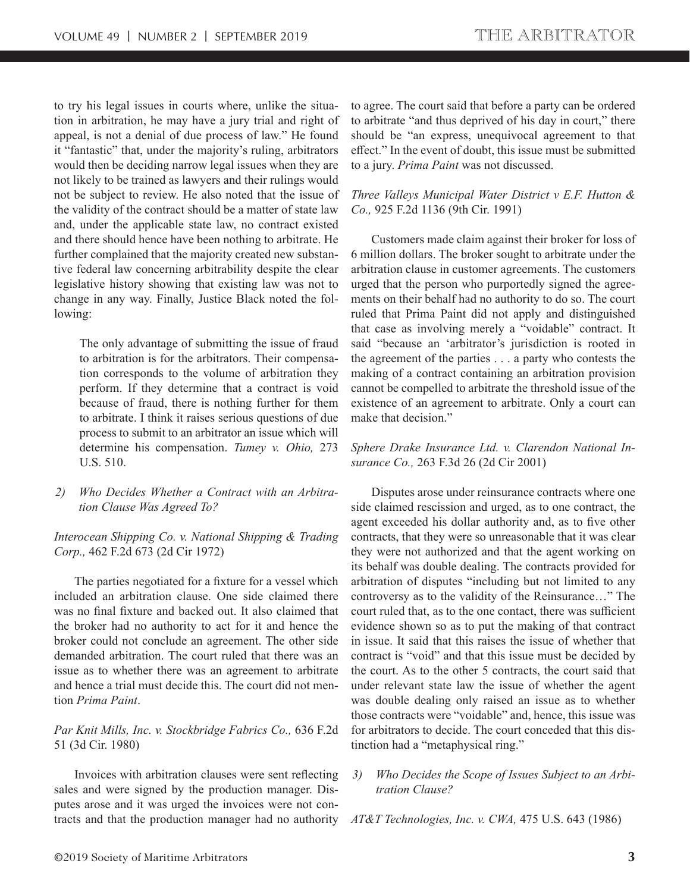to try his legal issues in courts where, unlike the situation in arbitration, he may have a jury trial and right of appeal, is not a denial of due process of law." He found it "fantastic" that, under the majority's ruling, arbitrators would then be deciding narrow legal issues when they are not likely to be trained as lawyers and their rulings would not be subject to review. He also noted that the issue of the validity of the contract should be a matter of state law and, under the applicable state law, no contract existed and there should hence have been nothing to arbitrate. He further complained that the majority created new substantive federal law concerning arbitrability despite the clear legislative history showing that existing law was not to change in any way. Finally, Justice Black noted the following:

> The only advantage of submitting the issue of fraud to arbitration is for the arbitrators. Their compensation corresponds to the volume of arbitration they perform. If they determine that a contract is void because of fraud, there is nothing further for them to arbitrate. I think it raises serious questions of due process to submit to an arbitrator an issue which will determine his compensation. *Tumey v. Ohio,* 273 U.S. 510.

### *2) Who Decides Whether a Contract with an Arbitration Clause Was Agreed To?*

*Interocean Shipping Co. v. National Shipping & Trading Corp.,* 462 F.2d 673 (2d Cir 1972)

The parties negotiated for a fixture for a vessel which included an arbitration clause. One side claimed there was no final fixture and backed out. It also claimed that the broker had no authority to act for it and hence the broker could not conclude an agreement. The other side demanded arbitration. The court ruled that there was an issue as to whether there was an agreement to arbitrate and hence a trial must decide this. The court did not mention *Prima Paint*.

*Par Knit Mills, Inc. v. Stockbridge Fabrics Co.,* 636 F.2d 51 (3d Cir. 1980)

Invoices with arbitration clauses were sent reflecting sales and were signed by the production manager. Disputes arose and it was urged the invoices were not contracts and that the production manager had no authority to agree. The court said that before a party can be ordered to arbitrate "and thus deprived of his day in court," there should be "an express, unequivocal agreement to that effect." In the event of doubt, this issue must be submitted to a jury. *Prima Paint* was not discussed.

*Three Valleys Municipal Water District v E.F. Hutton & Co.,* 925 F.2d 1136 (9th Cir. 1991)

Customers made claim against their broker for loss of 6 million dollars. The broker sought to arbitrate under the arbitration clause in customer agreements. The customers urged that the person who purportedly signed the agreements on their behalf had no authority to do so. The court ruled that Prima Paint did not apply and distinguished that case as involving merely a "voidable" contract. It said "because an 'arbitrator's jurisdiction is rooted in the agreement of the parties . . . a party who contests the making of a contract containing an arbitration provision cannot be compelled to arbitrate the threshold issue of the existence of an agreement to arbitrate. Only a court can make that decision."

*Sphere Drake Insurance Ltd. v. Clarendon National Insurance Co.,* 263 F.3d 26 (2d Cir 2001)

Disputes arose under reinsurance contracts where one side claimed rescission and urged, as to one contract, the agent exceeded his dollar authority and, as to five other contracts, that they were so unreasonable that it was clear they were not authorized and that the agent working on its behalf was double dealing. The contracts provided for arbitration of disputes "including but not limited to any controversy as to the validity of the Reinsurance…" The court ruled that, as to the one contact, there was sufficient evidence shown so as to put the making of that contract in issue. It said that this raises the issue of whether that contract is "void" and that this issue must be decided by the court. As to the other 5 contracts, the court said that under relevant state law the issue of whether the agent was double dealing only raised an issue as to whether those contracts were "voidable" and, hence, this issue was for arbitrators to decide. The court conceded that this distinction had a "metaphysical ring."

### *3) Who Decides the Scope of Issues Subject to an Arbitration Clause?*

*AT&T Technologies, Inc. v. CWA,* 475 U.S. 643 (1986)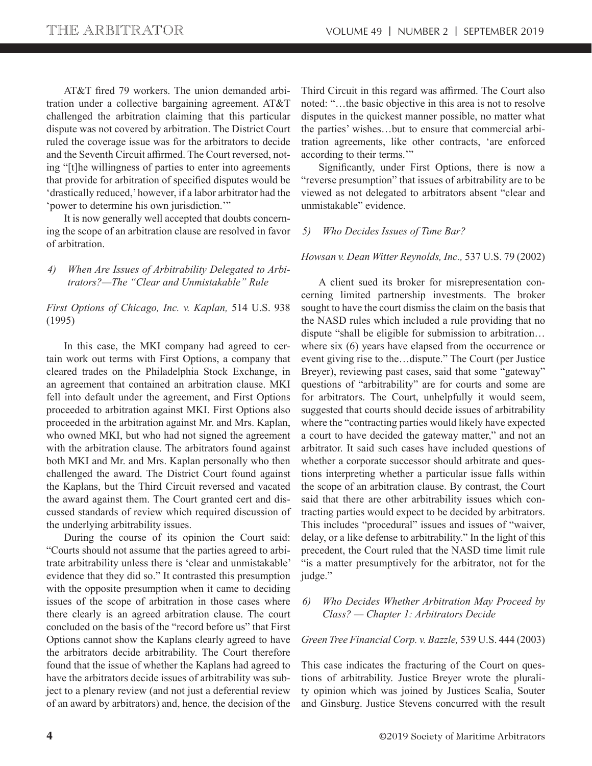AT&T fired 79 workers. The union demanded arbitration under a collective bargaining agreement. AT&T challenged the arbitration claiming that this particular dispute was not covered by arbitration. The District Court ruled the coverage issue was for the arbitrators to decide and the Seventh Circuit affirmed. The Court reversed, noting "[t]he willingness of parties to enter into agreements that provide for arbitration of specified disputes would be 'drastically reduced,' however, if a labor arbitrator had the 'power to determine his own jurisdiction.'"

It is now generally well accepted that doubts concerning the scope of an arbitration clause are resolved in favor of arbitration.

*4) When Are Issues of Arbitrability Delegated to Arbitrators?—The "Clear and Unmistakable" Rule*

*First Options of Chicago, Inc. v. Kaplan,* 514 U.S. 938 (1995)

In this case, the MKI company had agreed to certain work out terms with First Options, a company that cleared trades on the Philadelphia Stock Exchange, in an agreement that contained an arbitration clause. MKI fell into default under the agreement, and First Options proceeded to arbitration against MKI. First Options also proceeded in the arbitration against Mr. and Mrs. Kaplan, who owned MKI, but who had not signed the agreement with the arbitration clause. The arbitrators found against both MKI and Mr. and Mrs. Kaplan personally who then challenged the award. The District Court found against the Kaplans, but the Third Circuit reversed and vacated the award against them. The Court granted cert and discussed standards of review which required discussion of the underlying arbitrability issues.

During the course of its opinion the Court said: "Courts should not assume that the parties agreed to arbitrate arbitrability unless there is 'clear and unmistakable' evidence that they did so." It contrasted this presumption with the opposite presumption when it came to deciding issues of the scope of arbitration in those cases where there clearly is an agreed arbitration clause. The court concluded on the basis of the "record before us" that First Options cannot show the Kaplans clearly agreed to have the arbitrators decide arbitrability. The Court therefore found that the issue of whether the Kaplans had agreed to have the arbitrators decide issues of arbitrability was subject to a plenary review (and not just a deferential review of an award by arbitrators) and, hence, the decision of the Third Circuit in this regard was affirmed. The Court also noted: "…the basic objective in this area is not to resolve disputes in the quickest manner possible, no matter what the parties' wishes…but to ensure that commercial arbitration agreements, like other contracts, 'are enforced according to their terms.'"

Significantly, under First Options, there is now a "reverse presumption" that issues of arbitrability are to be viewed as not delegated to arbitrators absent "clear and unmistakable" evidence.

*5) Who Decides Issues of Time Bar?*

*Howsan v. Dean Witter Reynolds, Inc.,* 537 U.S. 79 (2002)

A client sued its broker for misrepresentation concerning limited partnership investments. The broker sought to have the court dismiss the claim on the basis that the NASD rules which included a rule providing that no dispute "shall be eligible for submission to arbitration… where six (6) years have elapsed from the occurrence or event giving rise to the…dispute." The Court (per Justice Breyer), reviewing past cases, said that some "gateway" questions of "arbitrability" are for courts and some are for arbitrators. The Court, unhelpfully it would seem, suggested that courts should decide issues of arbitrability where the "contracting parties would likely have expected a court to have decided the gateway matter," and not an arbitrator. It said such cases have included questions of whether a corporate successor should arbitrate and questions interpreting whether a particular issue falls within the scope of an arbitration clause. By contrast, the Court said that there are other arbitrability issues which contracting parties would expect to be decided by arbitrators. This includes "procedural" issues and issues of "waiver, delay, or a like defense to arbitrability." In the light of this precedent, the Court ruled that the NASD time limit rule "is a matter presumptively for the arbitrator, not for the judge."

*6) Who Decides Whether Arbitration May Proceed by Class? — Chapter 1: Arbitrators Decide*

*Green Tree Financial Corp. v. Bazzle,* 539 U.S. 444 (2003)

This case indicates the fracturing of the Court on questions of arbitrability. Justice Breyer wrote the plurality opinion which was joined by Justices Scalia, Souter and Ginsburg. Justice Stevens concurred with the result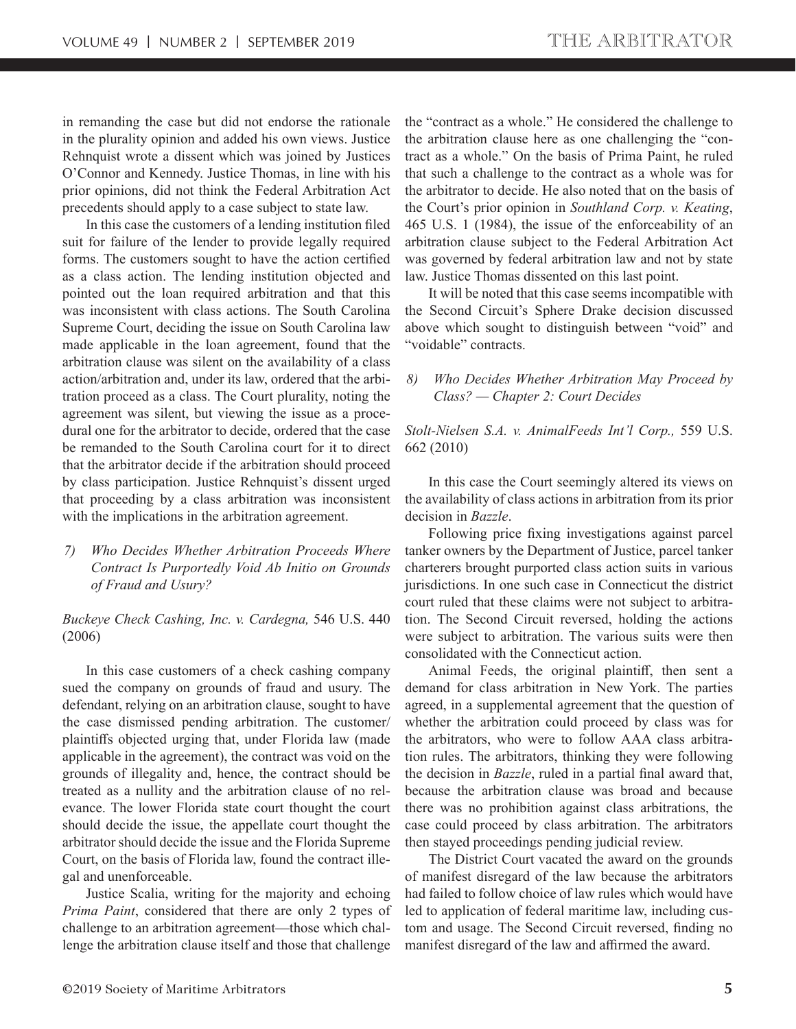in remanding the case but did not endorse the rationale in the plurality opinion and added his own views. Justice Rehnquist wrote a dissent which was joined by Justices O'Connor and Kennedy. Justice Thomas, in line with his prior opinions, did not think the Federal Arbitration Act precedents should apply to a case subject to state law.

In this case the customers of a lending institution filed suit for failure of the lender to provide legally required forms. The customers sought to have the action certified as a class action. The lending institution objected and pointed out the loan required arbitration and that this was inconsistent with class actions. The South Carolina Supreme Court, deciding the issue on South Carolina law made applicable in the loan agreement, found that the arbitration clause was silent on the availability of a class action/arbitration and, under its law, ordered that the arbitration proceed as a class. The Court plurality, noting the agreement was silent, but viewing the issue as a procedural one for the arbitrator to decide, ordered that the case be remanded to the South Carolina court for it to direct that the arbitrator decide if the arbitration should proceed by class participation. Justice Rehnquist's dissent urged that proceeding by a class arbitration was inconsistent with the implications in the arbitration agreement.

### *7) Who Decides Whether Arbitration Proceeds Where Contract Is Purportedly Void Ab Initio on Grounds of Fraud and Usury?*

*Buckeye Check Cashing, Inc. v. Cardegna,* 546 U.S. 440 (2006)

In this case customers of a check cashing company sued the company on grounds of fraud and usury. The defendant, relying on an arbitration clause, sought to have the case dismissed pending arbitration. The customer/plaintiffs objected urging that, under Florida law (made applicable in the agreement), the contract was void on the grounds of illegality and, hence, the contract should be treated as a nullity and the arbitration clause of no relevance. The lower Florida state court thought the court should decide the issue, the appellate court thought the arbitrator should decide the issue and the Florida Supreme Court, on the basis of Florida law, found the contract illegal and unenforceable.

Justice Scalia, writing for the majority and echoing *Prima Paint*, considered that there are only 2 types of challenge to an arbitration agreement—those which challenge the arbitration clause itself and those that challenge the "contract as a whole." He considered the challenge to the arbitration clause here as one challenging the "contract as a whole." On the basis of Prima Paint, he ruled that such a challenge to the contract as a whole was for the arbitrator to decide. He also noted that on the basis of the Court's prior opinion in *Southland Corp. v. Keating*, 465 U.S. 1 (1984), the issue of the enforceability of an arbitration clause subject to the Federal Arbitration Act was governed by federal arbitration law and not by state law. Justice Thomas dissented on this last point.

It will be noted that this case seems incompatible with the Second Circuit's Sphere Drake decision discussed above which sought to distinguish between "void" and "voidable" contracts.

### *8) Who Decides Whether Arbitration May Proceed by Class? — Chapter 2: Court Decides*

*Stolt-Nielsen S.A. v. AnimalFeeds Int'l Corp.,* 559 U.S. 662 (2010)

In this case the Court seemingly altered its views on the availability of class actions in arbitration from its prior decision in *Bazzle*.

Following price fixing investigations against parcel tanker owners by the Department of Justice, parcel tanker charterers brought purported class action suits in various jurisdictions. In one such case in Connecticut the district court ruled that these claims were not subject to arbitration. The Second Circuit reversed, holding the actions were subject to arbitration. The various suits were then consolidated with the Connecticut action.

Animal Feeds, the original plaintiff, then sent a demand for class arbitration in New York. The parties agreed, in a supplemental agreement that the question of whether the arbitration could proceed by class was for the arbitrators, who were to follow AAA class arbitration rules. The arbitrators, thinking they were following the decision in *Bazzle*, ruled in a partial final award that, because the arbitration clause was broad and because there was no prohibition against class arbitrations, the case could proceed by class arbitration. The arbitrators then stayed proceedings pending judicial review.

The District Court vacated the award on the grounds of manifest disregard of the law because the arbitrators had failed to follow choice of law rules which would have led to application of federal maritime law, including custom and usage. The Second Circuit reversed, finding no manifest disregard of the law and affirmed the award.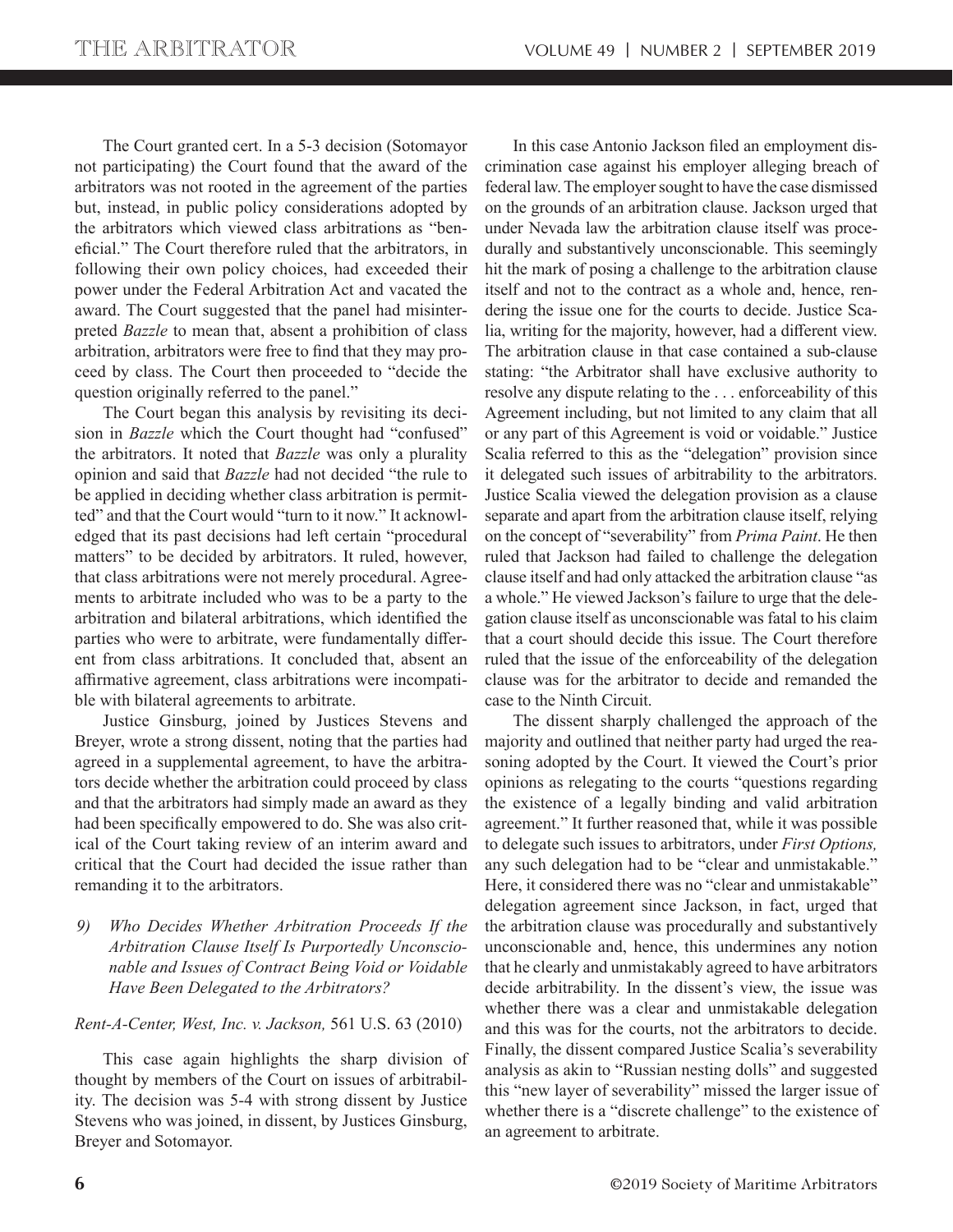The Court granted cert. In a 5-3 decision (Sotomayor not participating) the Court found that the award of the arbitrators was not rooted in the agreement of the parties but, instead, in public policy considerations adopted by the arbitrators which viewed class arbitrations as "beneficial." The Court therefore ruled that the arbitrators, in following their own policy choices, had exceeded their power under the Federal Arbitration Act and vacated the award. The Court suggested that the panel had misinterpreted *Bazzle* to mean that, absent a prohibition of class arbitration, arbitrators were free to find that they may proceed by class. The Court then proceeded to "decide the question originally referred to the panel."

The Court began this analysis by revisiting its decision in *Bazzle* which the Court thought had "confused" the arbitrators. It noted that *Bazzle* was only a plurality opinion and said that *Bazzle* had not decided "the rule to be applied in deciding whether class arbitration is permitted" and that the Court would "turn to it now." It acknowledged that its past decisions had left certain "procedural matters" to be decided by arbitrators. It ruled, however, that class arbitrations were not merely procedural. Agreements to arbitrate included who was to be a party to the arbitration and bilateral arbitrations, which identified the parties who were to arbitrate, were fundamentally different from class arbitrations. It concluded that, absent an affirmative agreement, class arbitrations were incompatible with bilateral agreements to arbitrate.

Justice Ginsburg, joined by Justices Stevens and Breyer, wrote a strong dissent, noting that the parties had agreed in a supplemental agreement, to have the arbitrators decide whether the arbitration could proceed by class and that the arbitrators had simply made an award as they had been specifically empowered to do. She was also critical of the Court taking review of an interim award and critical that the Court had decided the issue rather than remanding it to the arbitrators.

*9) Who Decides Whether Arbitration Proceeds If the Arbitration Clause Itself Is Purportedly Unconscionable and Issues of Contract Being Void or Voidable Have Been Delegated to the Arbitrators?*

*Rent-A-Center, West, Inc. v. Jackson,* 561 U.S. 63 (2010)

This case again highlights the sharp division of thought by members of the Court on issues of arbitrability. The decision was 5-4 with strong dissent by Justice Stevens who was joined, in dissent, by Justices Ginsburg, Breyer and Sotomayor.

In this case Antonio Jackson filed an employment discrimination case against his employer alleging breach of federal law. The employer sought to have the case dismissed on the grounds of an arbitration clause. Jackson urged that under Nevada law the arbitration clause itself was procedurally and substantively unconscionable. This seemingly hit the mark of posing a challenge to the arbitration clause itself and not to the contract as a whole and, hence, rendering the issue one for the courts to decide. Justice Scalia, writing for the majority, however, had a different view. The arbitration clause in that case contained a sub-clause stating: "the Arbitrator shall have exclusive authority to resolve any dispute relating to the . . . enforceability of this Agreement including, but not limited to any claim that all or any part of this Agreement is void or voidable." Justice Scalia referred to this as the "delegation" provision since it delegated such issues of arbitrability to the arbitrators. Justice Scalia viewed the delegation provision as a clause separate and apart from the arbitration clause itself, relying on the concept of "severability" from *Prima Paint*. He then ruled that Jackson had failed to challenge the delegation clause itself and had only attacked the arbitration clause "as a whole." He viewed Jackson's failure to urge that the delegation clause itself as unconscionable was fatal to his claim that a court should decide this issue. The Court therefore ruled that the issue of the enforceability of the delegation clause was for the arbitrator to decide and remanded the case to the Ninth Circuit.

The dissent sharply challenged the approach of the majority and outlined that neither party had urged the reasoning adopted by the Court. It viewed the Court's prior opinions as relegating to the courts "questions regarding the existence of a legally binding and valid arbitration agreement." It further reasoned that, while it was possible to delegate such issues to arbitrators, under *First Options,* any such delegation had to be "clear and unmistakable." Here, it considered there was no "clear and unmistakable" delegation agreement since Jackson, in fact, urged that the arbitration clause was procedurally and substantively unconscionable and, hence, this undermines any notion that he clearly and unmistakably agreed to have arbitrators decide arbitrability. In the dissent's view, the issue was whether there was a clear and unmistakable delegation and this was for the courts, not the arbitrators to decide. Finally, the dissent compared Justice Scalia's severability analysis as akin to "Russian nesting dolls" and suggested this "new layer of severability" missed the larger issue of whether there is a "discrete challenge" to the existence of an agreement to arbitrate.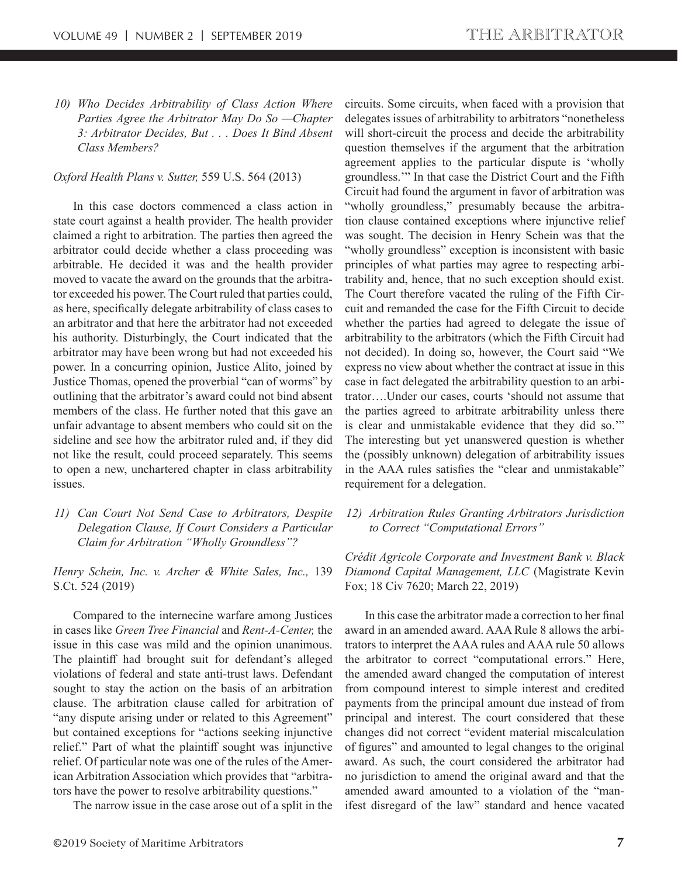*10) Who Decides Arbitrability of Class Action Where Parties Agree the Arbitrator May Do So —Chapter 3: Arbitrator Decides, But . . . Does It Bind Absent Class Members?*

*Oxford Health Plans v. Sutter,* 559 U.S. 564 (2013)

In this case doctors commenced a class action in state court against a health provider. The health provider claimed a right to arbitration. The parties then agreed the arbitrator could decide whether a class proceeding was arbitrable. He decided it was and the health provider moved to vacate the award on the grounds that the arbitrator exceeded his power. The Court ruled that parties could, as here, specifically delegate arbitrability of class cases to an arbitrator and that here the arbitrator had not exceeded his authority. Disturbingly, the Court indicated that the arbitrator may have been wrong but had not exceeded his power. In a concurring opinion, Justice Alito, joined by Justice Thomas, opened the proverbial "can of worms" by outlining that the arbitrator's award could not bind absent members of the class. He further noted that this gave an unfair advantage to absent members who could sit on the sideline and see how the arbitrator ruled and, if they did not like the result, could proceed separately. This seems to open a new, unchartered chapter in class arbitrability issues.

*11) Can Court Not Send Case to Arbitrators, Despite Delegation Clause, If Court Considers a Particular Claim for Arbitration "Wholly Groundless"?*

*Henry Schein, Inc. v. Archer & White Sales, Inc.,* 139 S.Ct. 524 (2019)

Compared to the internecine warfare among Justices in cases like *Green Tree Financial* and *Rent-A-Center,* the issue in this case was mild and the opinion unanimous. The plaintiff had brought suit for defendant's alleged violations of federal and state anti-trust laws. Defendant sought to stay the action on the basis of an arbitration clause. The arbitration clause called for arbitration of "any dispute arising under or related to this Agreement" but contained exceptions for "actions seeking injunctive relief." Part of what the plaintiff sought was injunctive relief. Of particular note was one of the rules of the American Arbitration Association which provides that "arbitrators have the power to resolve arbitrability questions."

The narrow issue in the case arose out of a split in the circuits. Some circuits, when faced with a provision that delegates issues of arbitrability to arbitrators "nonetheless will short-circuit the process and decide the arbitrability question themselves if the argument that the arbitration agreement applies to the particular dispute is 'wholly groundless.'" In that case the District Court and the Fifth Circuit had found the argument in favor of arbitration was "wholly groundless," presumably because the arbitration clause contained exceptions where injunctive relief was sought. The decision in Henry Schein was that the "wholly groundless" exception is inconsistent with basic principles of what parties may agree to respecting arbitrability and, hence, that no such exception should exist. The Court therefore vacated the ruling of the Fifth Circuit and remanded the case for the Fifth Circuit to decide whether the parties had agreed to delegate the issue of arbitrability to the arbitrators (which the Fifth Circuit had not decided). In doing so, however, the Court said "We express no view about whether the contract at issue in this case in fact delegated the arbitrability question to an arbitrator….Under our cases, courts 'should not assume that the parties agreed to arbitrate arbitrability unless there is clear and unmistakable evidence that they did so.'" The interesting but yet unanswered question is whether the (possibly unknown) delegation of arbitrability issues in the AAA rules satisfies the "clear and unmistakable" requirement for a delegation.

*12) Arbitration Rules Granting Arbitrators Jurisdiction to Correct "Computational Errors"*

*Crédit Agricole Corporate and Investment Bank v. Black Diamond Capital Management, LLC* (Magistrate Kevin Fox; 18 Civ 7620; March 22, 2019)

In this case the arbitrator made a correction to her final award in an amended award. AAA Rule 8 allows the arbitrators to interpret the AAA rules and AAA rule 50 allows the arbitrator to correct "computational errors." Here, the amended award changed the computation of interest from compound interest to simple interest and credited payments from the principal amount due instead of from principal and interest. The court considered that these changes did not correct "evident material miscalculation of figures" and amounted to legal changes to the original award. As such, the court considered the arbitrator had no jurisdiction to amend the original award and that the amended award amounted to a violation of the "manifest disregard of the law" standard and hence vacated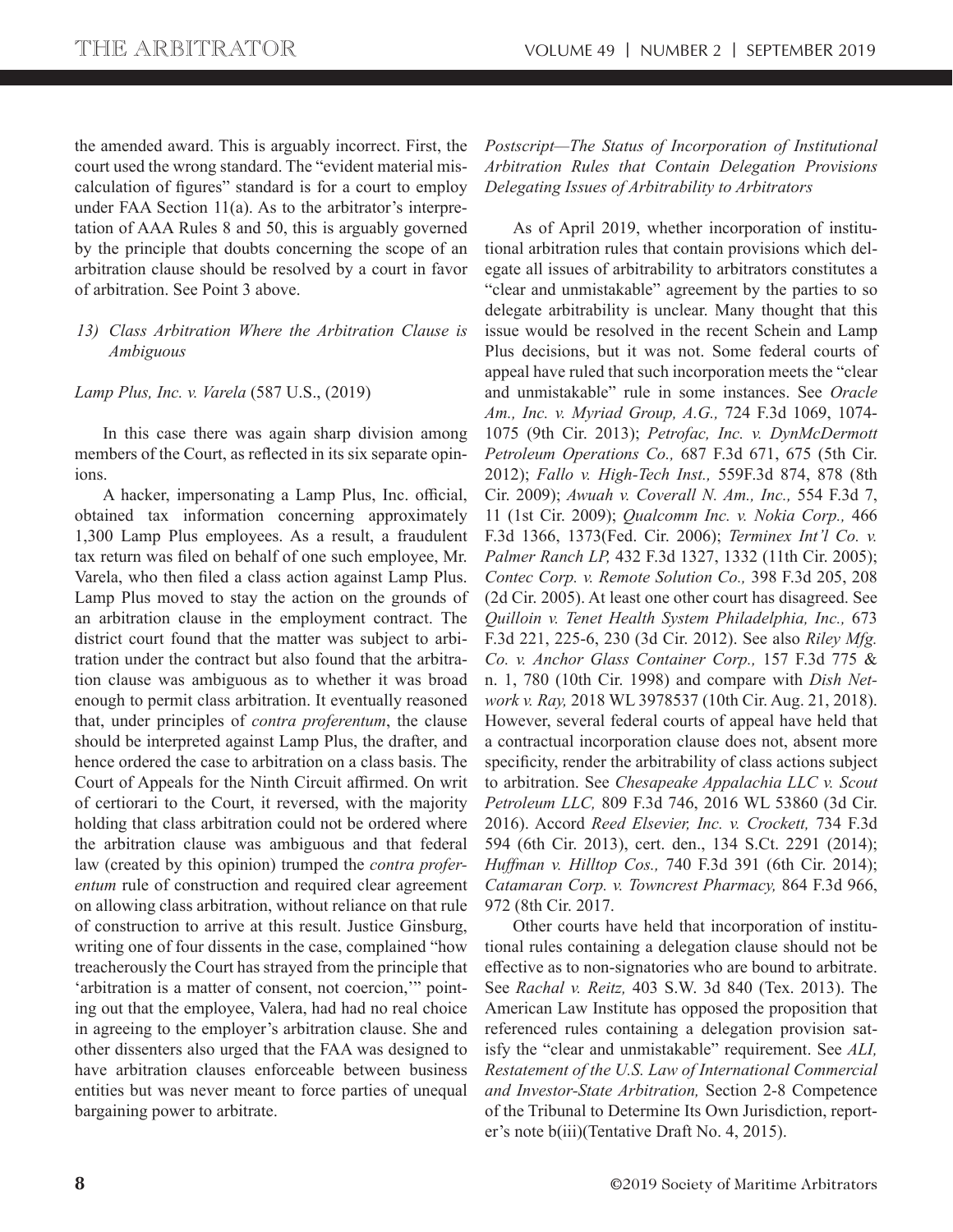the amended award. This is arguably incorrect. First, the court used the wrong standard. The "evident material miscalculation of figures" standard is for a court to employ under FAA Section 11(a). As to the arbitrator's interpretation of AAA Rules 8 and 50, this is arguably governed by the principle that doubts concerning the scope of an arbitration clause should be resolved by a court in favor of arbitration. See Point 3 above.

*13) Class Arbitration Where the Arbitration Clause is Ambiguous*

*Lamp Plus, Inc. v. Varela* (587 U.S., (2019)

In this case there was again sharp division among members of the Court, as reflected in its six separate opinions.

A hacker, impersonating a Lamp Plus, Inc. official, obtained tax information concerning approximately 1,300 Lamp Plus employees. As a result, a fraudulent tax return was filed on behalf of one such employee, Mr. Varela, who then filed a class action against Lamp Plus. Lamp Plus moved to stay the action on the grounds of an arbitration clause in the employment contract. The district court found that the matter was subject to arbitration under the contract but also found that the arbitration clause was ambiguous as to whether it was broad enough to permit class arbitration. It eventually reasoned that, under principles of *contra proferentum*, the clause should be interpreted against Lamp Plus, the drafter, and hence ordered the case to arbitration on a class basis. The Court of Appeals for the Ninth Circuit affirmed. On writ of certiorari to the Court, it reversed, with the majority holding that class arbitration could not be ordered where the arbitration clause was ambiguous and that federal law (created by this opinion) trumped the *contra proferentum* rule of construction and required clear agreement on allowing class arbitration, without reliance on that rule of construction to arrive at this result. Justice Ginsburg, writing one of four dissents in the case, complained "how treacherously the Court has strayed from the principle that 'arbitration is a matter of consent, not coercion,'" pointing out that the employee, Valera, had had no real choice in agreeing to the employer's arbitration clause. She and other dissenters also urged that the FAA was designed to have arbitration clauses enforceable between business entities but was never meant to force parties of unequal bargaining power to arbitrate.

*Postscript—The Status of Incorporation of Institutional Arbitration Rules that Contain Delegation Provisions Delegating Issues of Arbitrability to Arbitrators*

As of April 2019, whether incorporation of institutional arbitration rules that contain provisions which delegate all issues of arbitrability to arbitrators constitutes a "clear and unmistakable" agreement by the parties to so delegate arbitrability is unclear. Many thought that this issue would be resolved in the recent Schein and Lamp Plus decisions, but it was not. Some federal courts of appeal have ruled that such incorporation meets the "clear and unmistakable" rule in some instances. See *Oracle Am., Inc. v. Myriad Group, A.G.,* 724 F.3d 1069, 1074-1075 (9th Cir. 2013); *Petrofac, Inc. v. DynMcDermott Petroleum Operations Co.,* 687 F.3d 671, 675 (5th Cir. 2012); *Fallo v. High-Tech Inst.,* 559F.3d 874, 878 (8th Cir. 2009); *Awuah v. Coverall N. Am., Inc.,* 554 F.3d 7, 11 (1st Cir. 2009); *Qualcomm Inc. v. Nokia Corp.,* 466 F.3d 1366, 1373(Fed. Cir. 2006); *Terminex Int'l Co. v. Palmer Ranch LP,* 432 F.3d 1327, 1332 (11th Cir. 2005); *Contec Corp. v. Remote Solution Co.,* 398 F.3d 205, 208 (2d Cir. 2005). At least one other court has disagreed. See *Quilloin v. Tenet Health System Philadelphia, Inc.,* 673 F.3d 221, 225-6, 230 (3d Cir. 2012). See also *Riley Mfg. Co. v. Anchor Glass Container Corp.,* 157 F.3d 775 & n. 1, 780 (10th Cir. 1998) and compare with *Dish Network v. Ray,* 2018 WL 3978537 (10th Cir. Aug. 21, 2018). However, several federal courts of appeal have held that a contractual incorporation clause does not, absent more specificity, render the arbitrability of class actions subject to arbitration. See *Chesapeake Appalachia LLC v. Scout Petroleum LLC,* 809 F.3d 746, 2016 WL 53860 (3d Cir. 2016). Accord *Reed Elsevier, Inc. v. Crockett,* 734 F.3d 594 (6th Cir. 2013), cert. den., 134 S.Ct. 2291 (2014); *Huffman v. Hilltop Cos.,* 740 F.3d 391 (6th Cir. 2014); *Catamaran Corp. v. Towncrest Pharmacy,* 864 F.3d 966, 972 (8th Cir. 2017.

Other courts have held that incorporation of institutional rules containing a delegation clause should not be effective as to non-signatories who are bound to arbitrate. See *Rachal v. Reitz,* 403 S.W. 3d 840 (Tex. 2013). The American Law Institute has opposed the proposition that referenced rules containing a delegation provision satisfy the "clear and unmistakable" requirement. See *ALI, Restatement of the U.S. Law of International Commercial and Investor-State Arbitration,* Section 2-8 Competence of the Tribunal to Determine Its Own Jurisdiction, reporter's note b(iii)(Tentative Draft No. 4, 2015).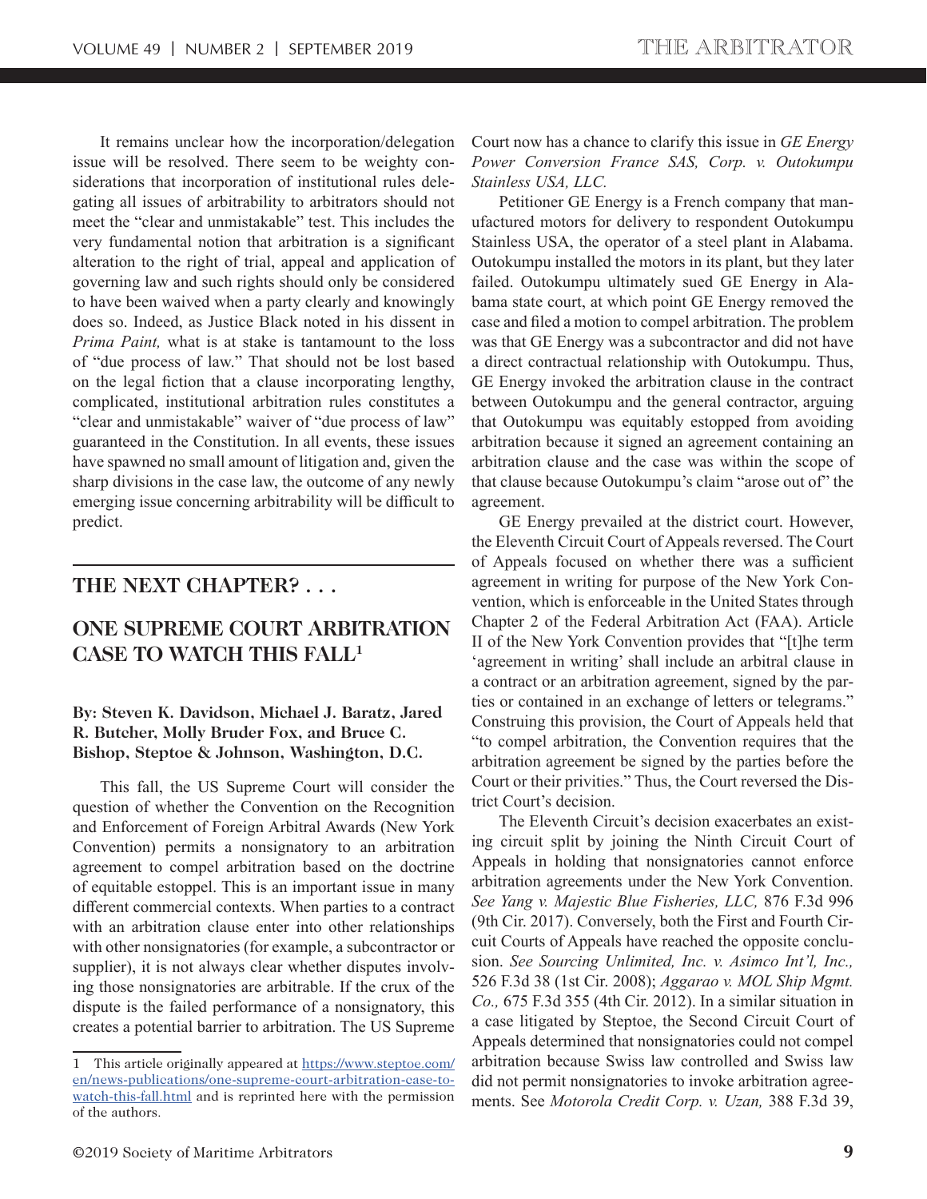It remains unclear how the incorporation/delegation issue will be resolved. There seem to be weighty considerations that incorporation of institutional rules delegating all issues of arbitrability to arbitrators should not meet the "clear and unmistakable" test. This includes the very fundamental notion that arbitration is a significant alteration to the right of trial, appeal and application of governing law and such rights should only be considered to have been waived when a party clearly and knowingly does so. Indeed, as Justice Black noted in his dissent in *Prima Paint,* what is at stake is tantamount to the loss of "due process of law." That should not be lost based on the legal fiction that a clause incorporating lengthy, complicated, institutional arbitration rules constitutes a "clear and unmistakable" waiver of "due process of law" guaranteed in the Constitution. In all events, these issues have spawned no small amount of litigation and, given the sharp divisions in the case law, the outcome of any newly emerging issue concerning arbitrability will be difficult to predict.

## THE NEXT CHAPTER? . . .

## ONE SUPREME COURT ARBITRATION CASE TO WATCH THIS FALL[1]

**By: Steven K. Davidson, Michael J. Baratz, Jared R. Butcher, Molly Bruder Fox, and Bruce C. Bishop, Steptoe & Johnson, Washington, D.C.**

This fall, the US Supreme Court will consider the question of whether the Convention on the Recognition and Enforcement of Foreign Arbitral Awards (New York Convention) permits a nonsignatory to an arbitration agreement to compel arbitration based on the doctrine of equitable estoppel. This is an important issue in many different commercial contexts. When parties to a contract with an arbitration clause enter into other relationships with other nonsignatories (for example, a subcontractor or supplier), it is not always clear whether disputes involving those nonsignatories are arbitrable. If the crux of the dispute is the failed performance of a nonsignatory, this creates a potential barrier to arbitration. The US Supreme Court now has a chance to clarify this issue in *GE Energy Power Conversion France SAS, Corp. v. Outokumpu Stainless USA, LLC.*

Petitioner GE Energy is a French company that manufactured motors for delivery to respondent Outokumpu Stainless USA, the operator of a steel plant in Alabama. Outokumpu installed the motors in its plant, but they later failed. Outokumpu ultimately sued GE Energy in Alabama state court, at which point GE Energy removed the case and filed a motion to compel arbitration. The problem was that GE Energy was a subcontractor and did not have a direct contractual relationship with Outokumpu. Thus, GE Energy invoked the arbitration clause in the contract between Outokumpu and the general contractor, arguing that Outokumpu was equitably estopped from avoiding arbitration because it signed an agreement containing an arbitration clause and the case was within the scope of that clause because Outokumpu's claim "arose out of" the agreement.

GE Energy prevailed at the district court. However, the Eleventh Circuit Court of Appeals reversed. The Court of Appeals focused on whether there was a sufficient agreement in writing for purpose of the New York Convention, which is enforceable in the United States through Chapter 2 of the Federal Arbitration Act (FAA). Article II of the New York Convention provides that "[t]he term 'agreement in writing' shall include an arbitral clause in a contract or an arbitration agreement, signed by the parties or contained in an exchange of letters or telegrams." Construing this provision, the Court of Appeals held that "to compel arbitration, the Convention requires that the arbitration agreement be signed by the parties before the Court or their privities." Thus, the Court reversed the District Court's decision.

The Eleventh Circuit's decision exacerbates an existing circuit split by joining the Ninth Circuit Court of Appeals in holding that nonsignatories cannot enforce arbitration agreements under the New York Convention. *See Yang v. Majestic Blue Fisheries, LLC,* 876 F.3d 996 (9th Cir. 2017). Conversely, both the First and Fourth Circuit Courts of Appeals have reached the opposite conclusion. *See Sourcing Unlimited, Inc. v. Asimco Int'l, Inc.,* 526 F.3d 38 (1st Cir. 2008); *Aggarao v. MOL Ship Mgmt. Co.,* 675 F.3d 355 (4th Cir. 2012). In a similar situation in a case litigated by Steptoe, the Second Circuit Court of Appeals determined that nonsignatories could not compel arbitration because Swiss law controlled and Swiss law did not permit nonsignatories to invoke arbitration agreements. See *Motorola Credit Corp. v. Uzan,* 388 F.3d 39,

---

1 This article originally appeared at https://www.steptoe.com/en/news-publications/one-supreme-court-arbitration-case-to-watch-this-fall.html and is reprinted here with the permission of the authors.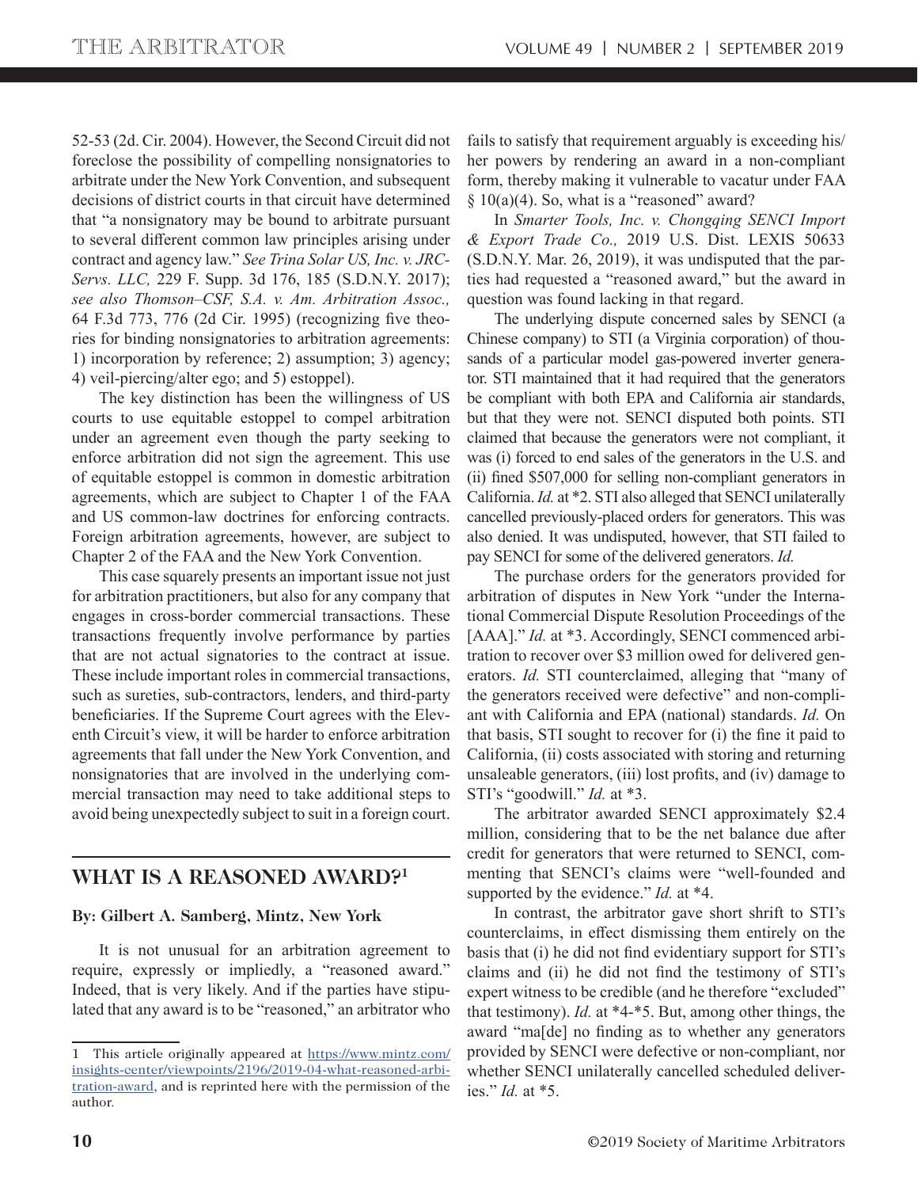52-53 (2d. Cir. 2004). However, the Second Circuit did not foreclose the possibility of compelling nonsignatories to arbitrate under the New York Convention, and subsequent decisions of district courts in that circuit have determined that "a nonsignatory may be bound to arbitrate pursuant to several different common law principles arising under contract and agency law." *See Trina Solar US, Inc. v. JRC-Servs. LLC,* 229 F. Supp. 3d 176, 185 (S.D.N.Y. 2017); *see also Thomson–CSF, S.A. v. Am. Arbitration Assoc.,* 64 F.3d 773, 776 (2d Cir. 1995) (recognizing five theories for binding nonsignatories to arbitration agreements: 1) incorporation by reference; 2) assumption; 3) agency; 4) veil-piercing/alter ego; and 5) estoppel).

The key distinction has been the willingness of US courts to use equitable estoppel to compel arbitration under an agreement even though the party seeking to enforce arbitration did not sign the agreement. This use of equitable estoppel is common in domestic arbitration agreements, which are subject to Chapter 1 of the FAA and US common-law doctrines for enforcing contracts. Foreign arbitration agreements, however, are subject to Chapter 2 of the FAA and the New York Convention.

This case squarely presents an important issue not just for arbitration practitioners, but also for any company that engages in cross-border commercial transactions. These transactions frequently involve performance by parties that are not actual signatories to the contract at issue. These include important roles in commercial transactions, such as sureties, sub-contractors, lenders, and third-party beneficiaries. If the Supreme Court agrees with the Eleventh Circuit's view, it will be harder to enforce arbitration agreements that fall under the New York Convention, and nonsignatories that are involved in the underlying commercial transaction may need to take additional steps to avoid being unexpectedly subject to suit in a foreign court.

## WHAT IS A REASONED AWARD?[1]

**By: Gilbert A. Samberg, Mintz, New York**

It is not unusual for an arbitration agreement to require, expressly or impliedly, a "reasoned award." Indeed, that is very likely. And if the parties have stipulated that any award is to be "reasoned," an arbitrator who fails to satisfy that requirement arguably is exceeding his/her powers by rendering an award in a non-compliant form, thereby making it vulnerable to vacatur under FAA § 10(a)(4). So, what is a "reasoned" award?

In *Smarter Tools, Inc. v. Chongqing SENCI Import & Export Trade Co.,* 2019 U.S. Dist. LEXIS 50633 (S.D.N.Y. Mar. 26, 2019), it was undisputed that the parties had requested a "reasoned award," but the award in question was found lacking in that regard.

The underlying dispute concerned sales by SENCI (a Chinese company) to STI (a Virginia corporation) of thousands of a particular model gas-powered inverter generator. STI maintained that it had required that the generators be compliant with both EPA and California air standards, but that they were not. SENCI disputed both points. STI claimed that because the generators were not compliant, it was (i) forced to end sales of the generators in the U.S. and (ii) fined $507,000 for selling non-compliant generators in California. *Id.* at *2. STI also alleged that SENCI unilaterally cancelled previously-placed orders for generators. This was also denied. It was undisputed, however, that STI failed to pay SENCI for some of the delivered generators. *Id.*

The purchase orders for the generators provided for arbitration of disputes in New York "under the International Commercial Dispute Resolution Proceedings of the [AAA]." *Id.* at *3. Accordingly, SENCI commenced arbitration to recover over $3 million owed for delivered generators. *Id.* STI counterclaimed, alleging that "many of the generators received were defective" and non-compliant with California and EPA (national) standards. *Id.* On that basis, STI sought to recover for (i) the fine it paid to California, (ii) costs associated with storing and returning unsaleable generators, (iii) lost profits, and (iv) damage to STI's "goodwill." *Id.* at *3.

The arbitrator awarded SENCI approximately $2.4 million, considering that to be the net balance due after credit for generators that were returned to SENCI, commenting that SENCI's claims were "well-founded and supported by the evidence." *Id.* at *4.

In contrast, the arbitrator gave short shrift to STI's counterclaims, in effect dismissing them entirely on the basis that (i) he did not find evidentiary support for STI's claims and (ii) he did not find the testimony of STI's expert witness to be credible (and he therefore "excluded" that testimony). *Id.* at *4-*5. But, among other things, the award "ma[de] no finding as to whether any generators provided by SENCI were defective or non-compliant, nor whether SENCI unilaterally cancelled scheduled deliveries." *Id.* at *5.

---

[1] This article originally appeared at https://www.mintz.com/insights-center/viewpoints/2196/2019-04-what-reasoned-arbitration-award, and is reprinted here with the permission of the author.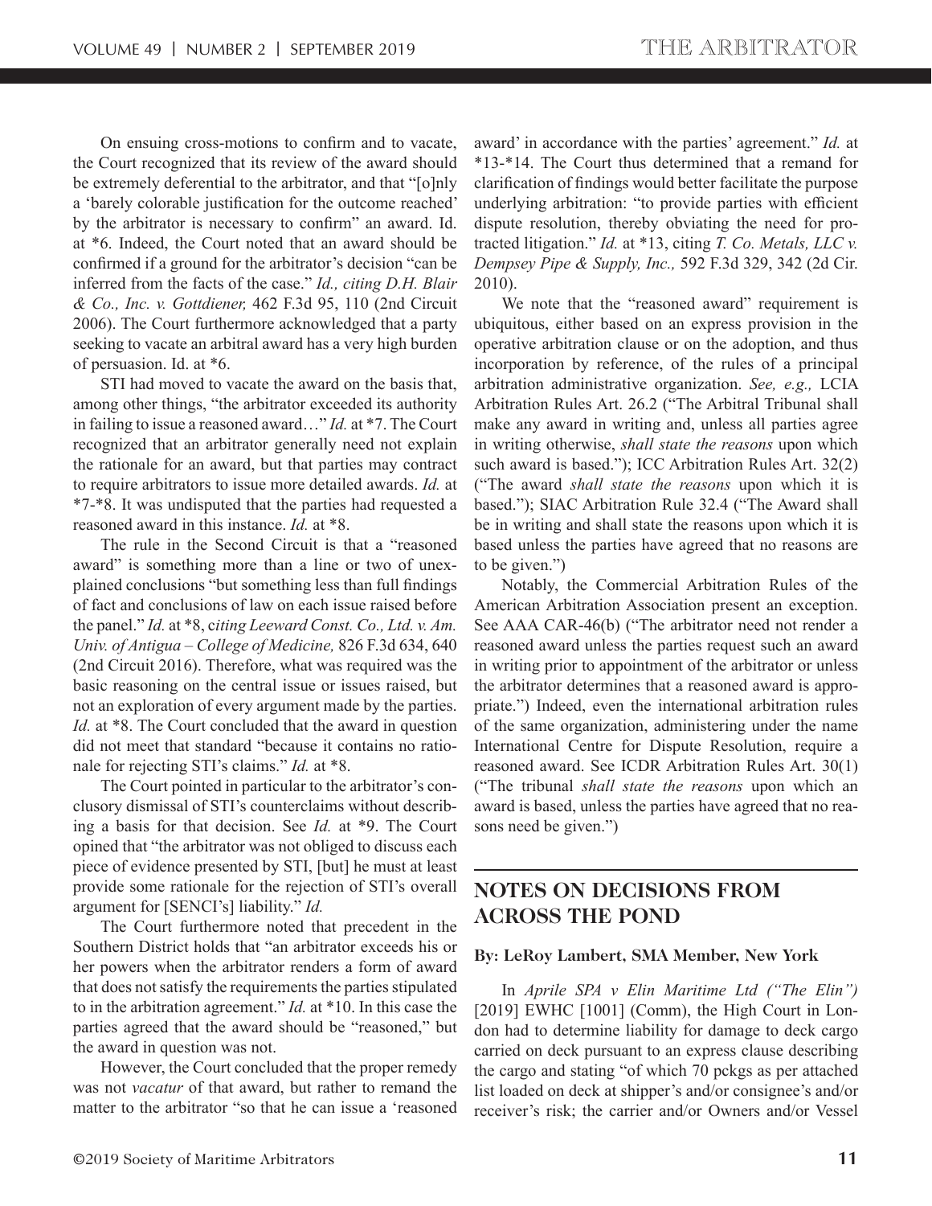On ensuing cross-motions to confirm and to vacate, the Court recognized that its review of the award should be extremely deferential to the arbitrator, and that "[o]nly a 'barely colorable justification for the outcome reached' by the arbitrator is necessary to confirm" an award. Id. at *6. Indeed, the Court noted that an award should be confirmed if a ground for the arbitrator's decision "can be inferred from the facts of the case." *Id., citing D.H. Blair & Co., Inc. v. Gottdiener,* 462 F.3d 95, 110 (2nd Circuit 2006). The Court furthermore acknowledged that a party seeking to vacate an arbitral award has a very high burden of persuasion. Id. at *6.

STI had moved to vacate the award on the basis that, among other things, "the arbitrator exceeded its authority in failing to issue a reasoned award…" *Id.* at *7. The Court recognized that an arbitrator generally need not explain the rationale for an award, but that parties may contract to require arbitrators to issue more detailed awards. *Id.* at *7-*8. It was undisputed that the parties had requested a reasoned award in this instance. *Id.* at *8.

The rule in the Second Circuit is that a "reasoned award" is something more than a line or two of unexplained conclusions "but something less than full findings of fact and conclusions of law on each issue raised before the panel." *Id.* at *8, c*iting Leeward Const. Co., Ltd. v. Am. Univ. of Antigua – College of Medicine,* 826 F.3d 634, 640 (2nd Circuit 2016). Therefore, what was required was the basic reasoning on the central issue or issues raised, but not an exploration of every argument made by the parties. *Id.* at *8. The Court concluded that the award in question did not meet that standard "because it contains no rationale for rejecting STI's claims." *Id.* at *8.

The Court pointed in particular to the arbitrator's conclusory dismissal of STI's counterclaims without describing a basis for that decision. See *Id.* at *9. The Court opined that "the arbitrator was not obliged to discuss each piece of evidence presented by STI, [but] he must at least provide some rationale for the rejection of STI's overall argument for [SENCI's] liability." *Id.*

The Court furthermore noted that precedent in the Southern District holds that "an arbitrator exceeds his or her powers when the arbitrator renders a form of award that does not satisfy the requirements the parties stipulated to in the arbitration agreement." *Id.* at *10. In this case the parties agreed that the award should be "reasoned," but the award in question was not.

However, the Court concluded that the proper remedy was not *vacatur* of that award, but rather to remand the matter to the arbitrator "so that he can issue a 'reasoned award' in accordance with the parties' agreement." *Id.* at *13-*14. The Court thus determined that a remand for clarification of findings would better facilitate the purpose underlying arbitration: "to provide parties with efficient dispute resolution, thereby obviating the need for protracted litigation." *Id.* at *13, citing *T. Co. Metals, LLC v. Dempsey Pipe & Supply, Inc.,* 592 F.3d 329, 342 (2d Cir. 2010).

We note that the "reasoned award" requirement is ubiquitous, either based on an express provision in the operative arbitration clause or on the adoption, and thus incorporation by reference, of the rules of a principal arbitration administrative organization. *See, e.g.,* LCIA Arbitration Rules Art. 26.2 ("The Arbitral Tribunal shall make any award in writing and, unless all parties agree in writing otherwise, *shall state the reasons* upon which such award is based."); ICC Arbitration Rules Art. 32(2) ("The award *shall state the reasons* upon which it is based."); SIAC Arbitration Rule 32.4 ("The Award shall be in writing and shall state the reasons upon which it is based unless the parties have agreed that no reasons are to be given.")

Notably, the Commercial Arbitration Rules of the American Arbitration Association present an exception. See AAA CAR-46(b) ("The arbitrator need not render a reasoned award unless the parties request such an award in writing prior to appointment of the arbitrator or unless the arbitrator determines that a reasoned award is appropriate.") Indeed, even the international arbitration rules of the same organization, administering under the name International Centre for Dispute Resolution, require a reasoned award. See ICDR Arbitration Rules Art. 30(1) ("The tribunal *shall state the reasons* upon which an award is based, unless the parties have agreed that no reasons need be given.")

## NOTES ON DECISIONS FROM ACROSS THE POND

**By: LeRoy Lambert, SMA Member, New York**

In *Aprile SPA v Elin Maritime Ltd ("The Elin")* [2019] EWHC [1001] (Comm), the High Court in London had to determine liability for damage to deck cargo carried on deck pursuant to an express clause describing the cargo and stating "of which 70 pckgs as per attached list loaded on deck at shipper's and/or consignee's and/or receiver's risk; the carrier and/or Owners and/or Vessel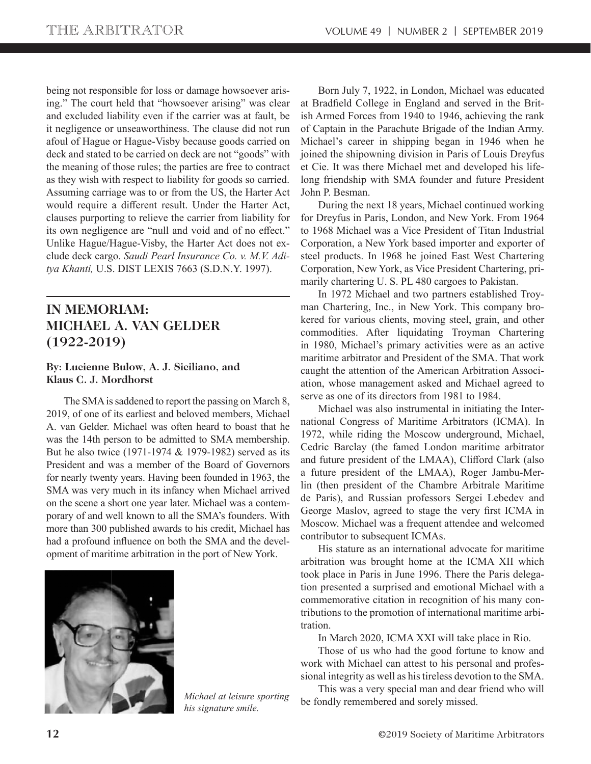being not responsible for loss or damage howsoever arising." The court held that "howsoever arising" was clear and excluded liability even if the carrier was at fault, be it negligence or unseaworthiness. The clause did not run afoul of Hague or Hague-Visby because goods carried on deck and stated to be carried on deck are not "goods" with the meaning of those rules; the parties are free to contract as they wish with respect to liability for goods so carried. Assuming carriage was to or from the US, the Harter Act would require a different result. Under the Harter Act, clauses purporting to relieve the carrier from liability for its own negligence are "null and void and of no effect." Unlike Hague/Hague-Visby, the Harter Act does not exclude deck cargo. *Saudi Pearl Insurance Co. v. M.V. Aditya Khanti,* U.S. DIST LEXIS 7663 (S.D.N.Y. 1997).

## IN MEMORIAM: MICHAEL A. VAN GELDER (1922-2019)

**By: Lucienne Bulow, A. J. Siciliano, and Klaus C. J. Mordhorst**

The SMA is saddened to report the passing on March 8, 2019, of one of its earliest and beloved members, Michael A. van Gelder. Michael was often heard to boast that he was the 14th person to be admitted to SMA membership. But he also twice (1971-1974 & 1979-1982) served as its President and was a member of the Board of Governors for nearly twenty years. Having been founded in 1963, the SMA was very much in its infancy when Michael arrived on the scene a short one year later. Michael was a contemporary of and well known to all the SMA's founders. With more than 300 published awards to his credit, Michael has had a profound influence on both the SMA and the development of maritime arbitration in the port of New York.

*Michael at leisure sporting his signature smile.*

Born July 7, 1922, in London, Michael was educated at Bradfield College in England and served in the British Armed Forces from 1940 to 1946, achieving the rank of Captain in the Parachute Brigade of the Indian Army. Michael's career in shipping began in 1946 when he joined the shipowning division in Paris of Louis Dreyfus et Cie. It was there Michael met and developed his lifelong friendship with SMA founder and future President John P. Besman.

During the next 18 years, Michael continued working for Dreyfus in Paris, London, and New York. From 1964 to 1968 Michael was a Vice President of Titan Industrial Corporation, a New York based importer and exporter of steel products. In 1968 he joined East West Chartering Corporation, New York, as Vice President Chartering, primarily chartering U. S. PL 480 cargoes to Pakistan.

In 1972 Michael and two partners established Troyman Chartering, Inc., in New York. This company brokered for various clients, moving steel, grain, and other commodities. After liquidating Troyman Chartering in 1980, Michael's primary activities were as an active maritime arbitrator and President of the SMA. That work caught the attention of the American Arbitration Association, whose management asked and Michael agreed to serve as one of its directors from 1981 to 1984.

Michael was also instrumental in initiating the International Congress of Maritime Arbitrators (ICMA). In 1972, while riding the Moscow underground, Michael, Cedric Barclay (the famed London maritime arbitrator and future president of the LMAA), Clifford Clark (also a future president of the LMAA), Roger Jambu-Merlin (then president of the Chambre Arbitrale Maritime de Paris), and Russian professors Sergei Lebedev and George Maslov, agreed to stage the very first ICMA in Moscow. Michael was a frequent attendee and welcomed contributor to subsequent ICMAs.

His stature as an international advocate for maritime arbitration was brought home at the ICMA XII which took place in Paris in June 1996. There the Paris delegation presented a surprised and emotional Michael with a commemorative citation in recognition of his many contributions to the promotion of international maritime arbitration.

In March 2020, ICMA XXI will take place in Rio.

Those of us who had the good fortune to know and work with Michael can attest to his personal and professional integrity as well as his tireless devotion to the SMA.

This was a very special man and dear friend who will be fondly remembered and sorely missed.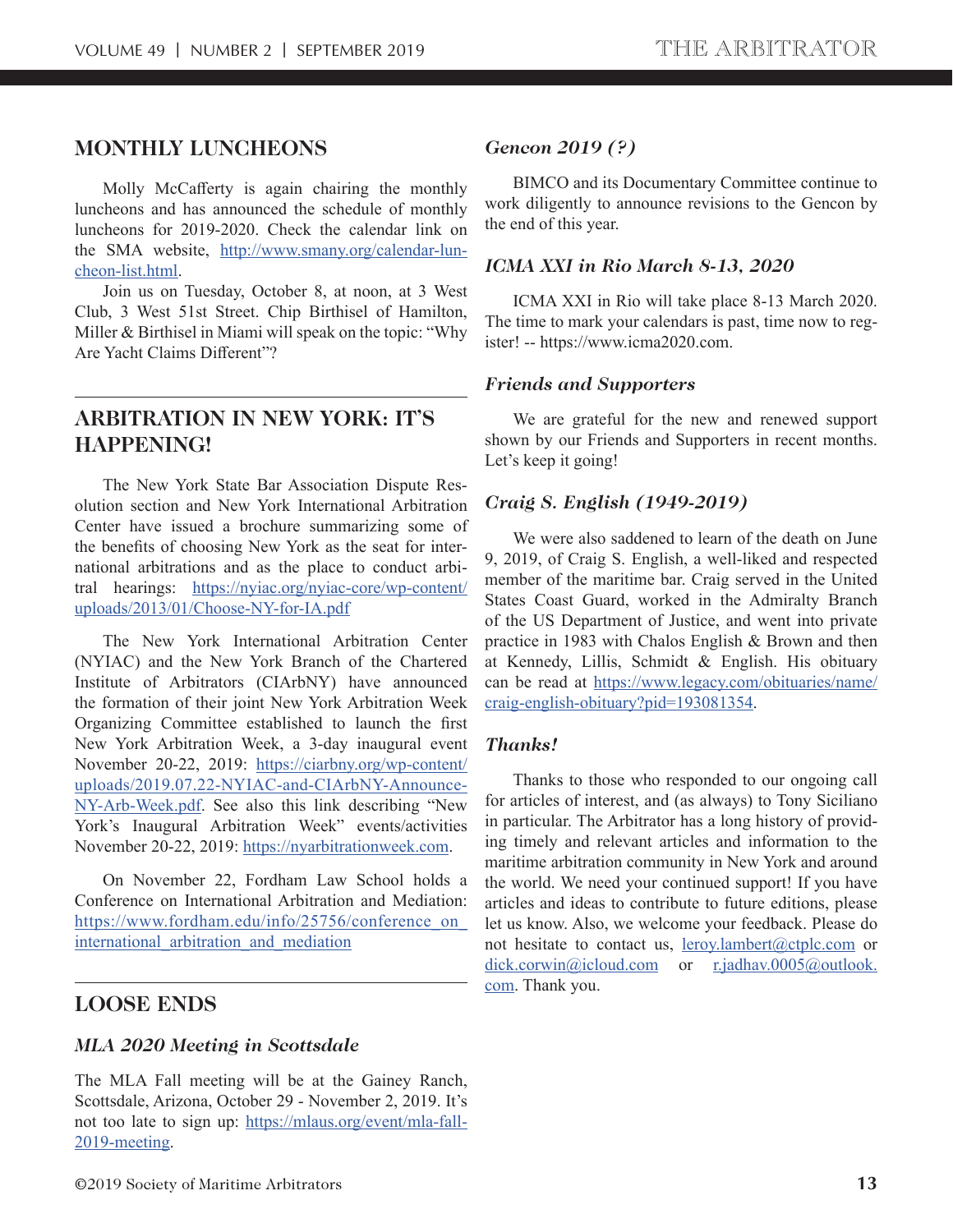## MONTHLY LUNCHEONS

Molly McCafferty is again chairing the monthly luncheons and has announced the schedule of monthly luncheons for 2019-2020. Check the calendar link on the SMA website, http://www.smany.org/calendar-luncheon-list.html.

Join us on Tuesday, October 8, at noon, at 3 West Club, 3 West 51st Street. Chip Birthisel of Hamilton, Miller & Birthisel in Miami will speak on the topic: "Why Are Yacht Claims Different"?

## ARBITRATION IN NEW YORK: IT'S HAPPENING!

The New York State Bar Association Dispute Resolution section and New York International Arbitration Center have issued a brochure summarizing some of the benefits of choosing New York as the seat for international arbitrations and as the place to conduct arbitral hearings: https://nyiac.org/nyiac-core/wp-content/uploads/2013/01/Choose-NY-for-IA.pdf

The New York International Arbitration Center (NYIAC) and the New York Branch of the Chartered Institute of Arbitrators (CIArbNY) have announced the formation of their joint New York Arbitration Week Organizing Committee established to launch the first New York Arbitration Week, a 3-day inaugural event November 20-22, 2019: https://ciarbny.org/wp-content/uploads/2019.07.22-NYIAC-and-CIArbNY-Announce-NY-Arb-Week.pdf. See also this link describing "New York's Inaugural Arbitration Week" events/activities November 20-22, 2019: https://nyarbitrationweek.com.

On November 22, Fordham Law School holds a Conference on International Arbitration and Mediation: https://www.fordham.edu/info/25756/conference_on_international_arbitration_and_mediation

## LOOSE ENDS

### *MLA 2020 Meeting in Scottsdale*

The MLA Fall meeting will be at the Gainey Ranch, Scottsdale, Arizona, October 29 - November 2, 2019. It's not too late to sign up: https://mlaus.org/event/mla-fall-2019-meeting.

### *Gencon 2019 (?)*

BIMCO and its Documentary Committee continue to work diligently to announce revisions to the Gencon by the end of this year.

### *ICMA XXI in Rio March 8-13, 2020*

ICMA XXI in Rio will take place 8-13 March 2020. The time to mark your calendars is past, time now to register! -- https://www.icma2020.com.

### *Friends and Supporters*

We are grateful for the new and renewed support shown by our Friends and Supporters in recent months. Let's keep it going!

### *Craig S. English (1949-2019)*

We were also saddened to learn of the death on June 9, 2019, of Craig S. English, a well-liked and respected member of the maritime bar. Craig served in the United States Coast Guard, worked in the Admiralty Branch of the US Department of Justice, and went into private practice in 1983 with Chalos English & Brown and then at Kennedy, Lillis, Schmidt & English. His obituary can be read at https://www.legacy.com/obituaries/name/craig-english-obituary?pid=193081354.

### *Thanks!*

Thanks to those who responded to our ongoing call for articles of interest, and (as always) to Tony Siciliano in particular. The Arbitrator has a long history of providing timely and relevant articles and information to the maritime arbitration community in New York and around the world. We need your continued support! If you have articles and ideas to contribute to future editions, please let us know. Also, we welcome your feedback. Please do not hesitate to contact us, leroy.lambert@ctplc.com or dick.corwin@icloud.com or r.jadhav.0005@outlook.com. Thank you.

©2019 Society of Maritime Arbitrators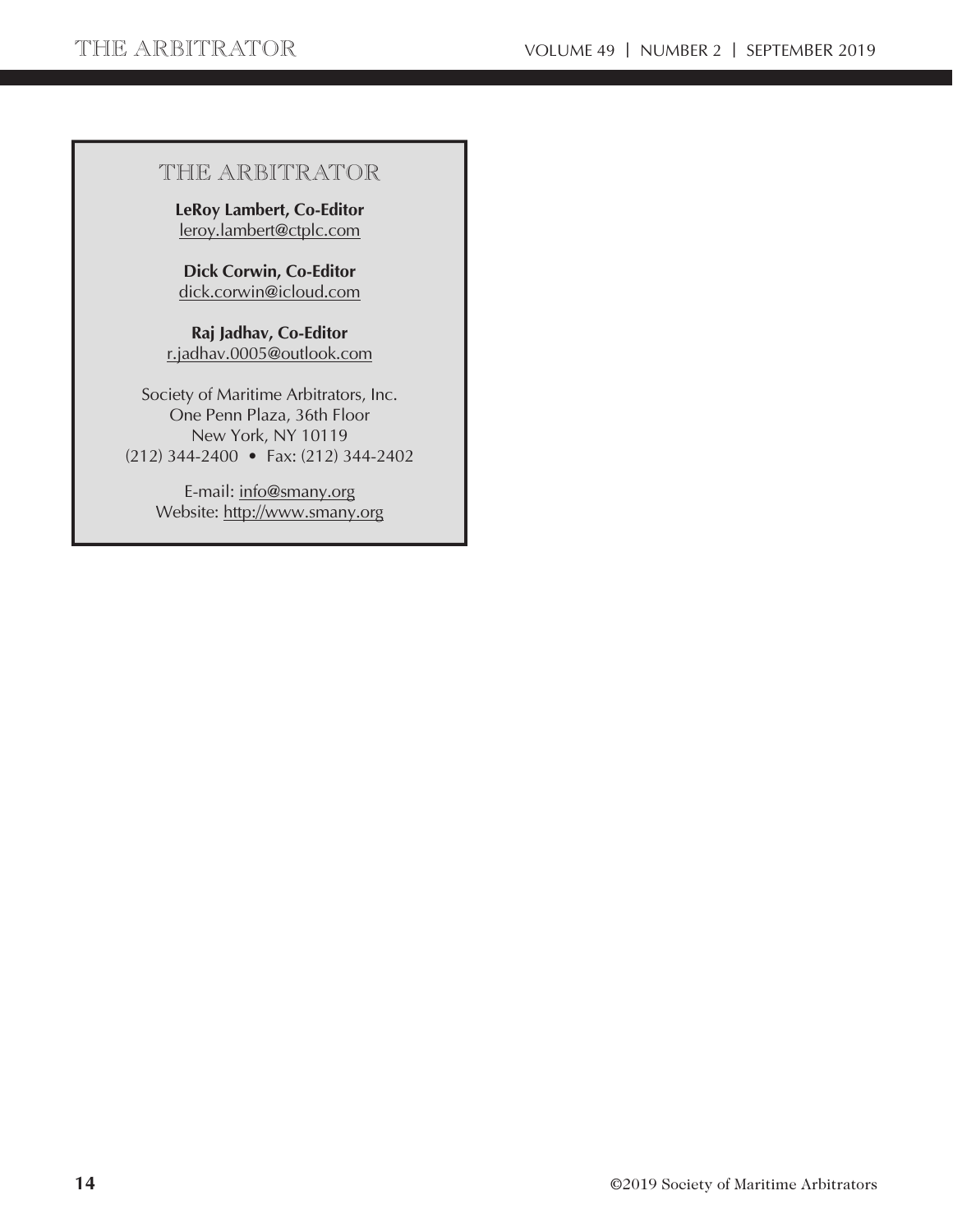## THE ARBITRATOR

**LeRoy Lambert, Co-Editor**
leroy.lambert@ctplc.com

**Dick Corwin, Co-Editor**
dick.corwin@icloud.com

**Raj Jadhav, Co-Editor**
r.jadhav.0005@outlook.com

Society of Maritime Arbitrators, Inc.
One Penn Plaza, 36th Floor
New York, NY 10119
(212) 344-2400 • Fax: (212) 344-2402

E-mail: info@smany.org
Website: http://www.smany.org

©2019 Society of Maritime Arbitrators